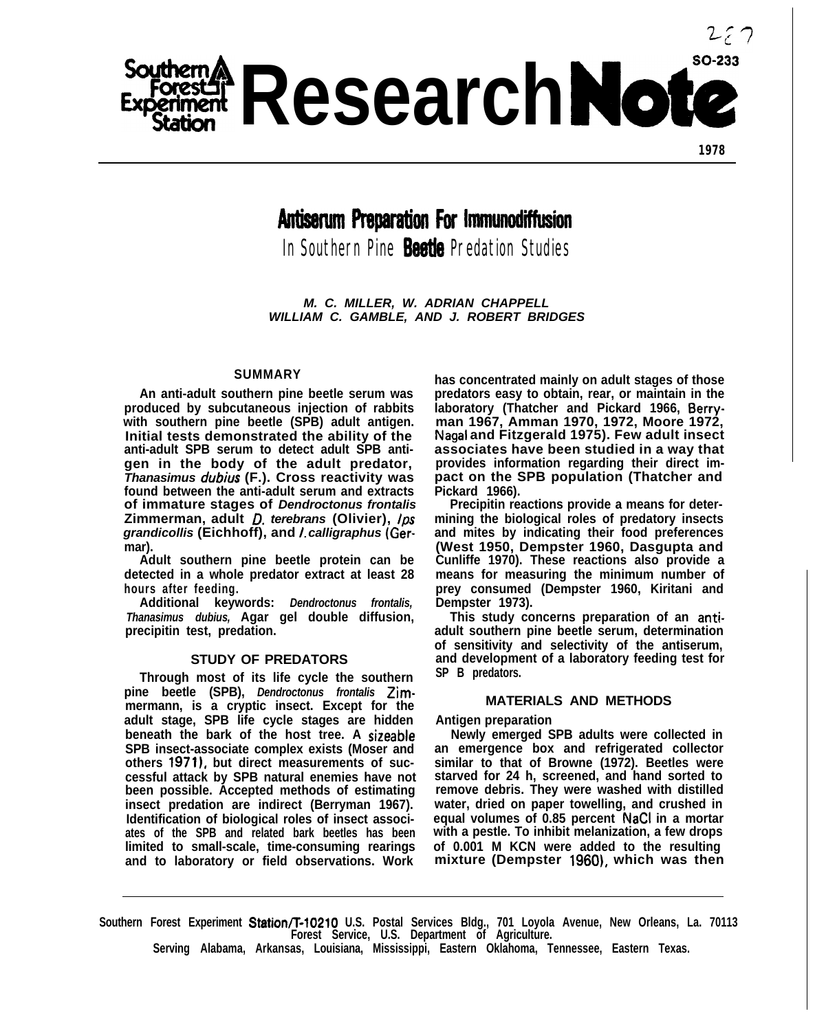Southern Forest Experiment Station

# Research Note

SO-233

1978

# Antiserum Preparation For Immunodiffusion
## In Southern Pine Beetle Predation Studies

*M. C. MILLER, W. ADRIAN CHAPPELL*
*WILLIAM C. GAMBLE, AND J. ROBERT BRIDGES*

### SUMMARY

An anti-adult southern pine beetle serum was produced by subcutaneous injection of rabbits with southern pine beetle (SPB) adult antigen. Initial tests demonstrated the ability of the anti-adult SPB serum to detect adult SPB antigen in the body of the adult predator, *Thanasimus dubius* (F.). Cross reactivity was found between the anti-adult serum and extracts of immature stages of *Dendroctonus frontalis* Zimmerman, adult *D. terebrans* (Olivier), *Ips grandicollis* (Eichhoff), and *I. calligraphus* (Germar).

Adult southern pine beetle protein can be detected in a whole predator extract at least 28 hours after feeding.

Additional keywords: *Dendroctonus frontalis, Thanasimus dubius,* Agar gel double diffusion, precipitin test, predation.

### STUDY OF PREDATORS

Through most of its life cycle the southern pine beetle (SPB), *Dendroctonus frontalis* Zimmermann, is a cryptic insect. Except for the adult stage, SPB life cycle stages are hidden beneath the bark of the host tree. A sizeable SPB insect-associate complex exists (Moser and others 1971), but direct measurements of successful attack by SPB natural enemies have not been possible. Accepted methods of estimating insect predation are indirect (Berryman 1967). Identification of biological roles of insect associates of the SPB and related bark beetles has been limited to small-scale, time-consuming rearings and to laboratory or field observations. Work has concentrated mainly on adult stages of those predators easy to obtain, rear, or maintain in the laboratory (Thatcher and Pickard 1966, Berryman 1967, Amman 1970, 1972, Moore 1972, Nagal and Fitzgerald 1975). Few adult insect associates have been studied in a way that provides information regarding their direct impact on the SPB population (Thatcher and Pickard 1966).

Precipitin reactions provide a means for determining the biological roles of predatory insects and mites by indicating their food preferences (West 1950, Dempster 1960, Dasgupta and Cunliffe 1970). These reactions also provide a means for measuring the minimum number of prey consumed (Dempster 1960, Kiritani and Dempster 1973).

This study concerns preparation of an anti-adult southern pine beetle serum, determination of sensitivity and selectivity of the antiserum, and development of a laboratory feeding test for SPB predators.

### MATERIALS AND METHODS

**Antigen preparation**

Newly emerged SPB adults were collected in an emergence box and refrigerated collector similar to that of Browne (1972). Beetles were starved for 24 h, screened, and hand sorted to remove debris. They were washed with distilled water, dried on paper towelling, and crushed in equal volumes of 0.85 percent NaCl in a mortar with a pestle. To inhibit melanization, a few drops of 0.001 M KCN were added to the resulting mixture (Dempster 1960), which was then

---

Southern Forest Experiment Station/T-10210 U.S. Postal Services Bldg., 701 Loyola Avenue, New Orleans, La. 70113
Forest Service, U.S. Department of Agriculture.
Serving Alabama, Arkansas, Louisiana, Mississippi, Eastern Oklahoma, Tennessee, Eastern Texas.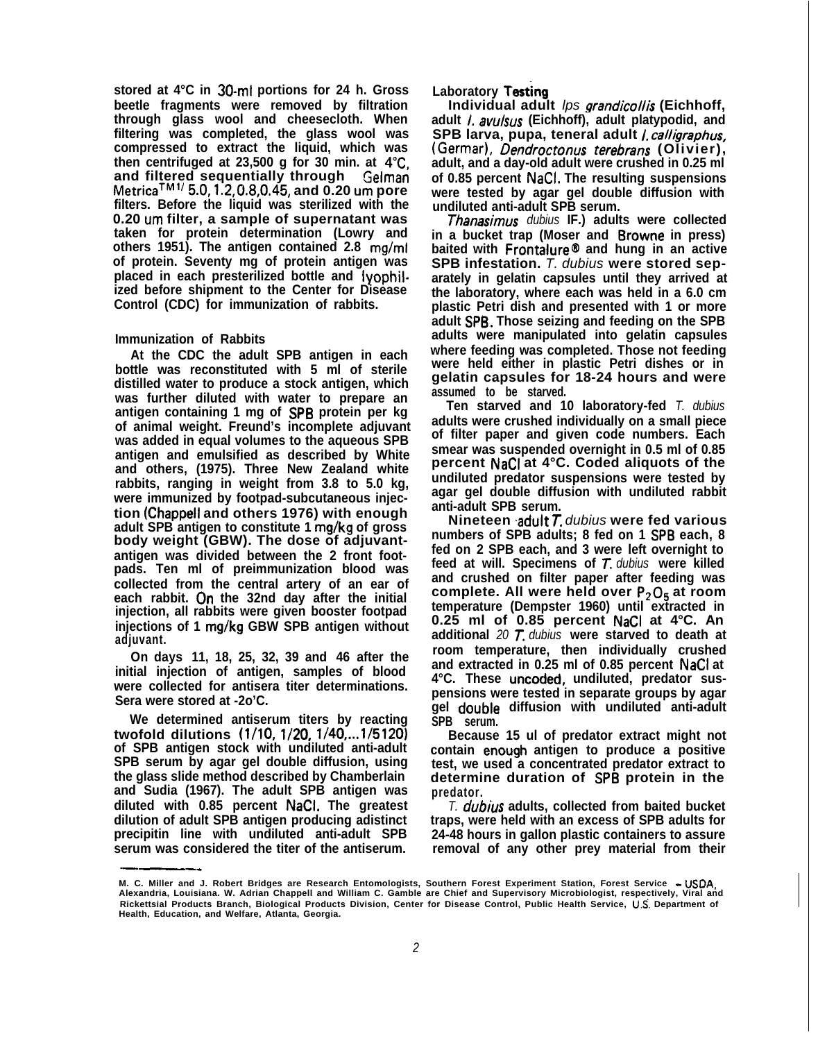stored at 4°C in 30-ml portions for 24 h. Gross beetle fragments were removed by filtration through glass wool and cheesecloth. When filtering was completed, the glass wool was compressed to extract the liquid, which was then centrifuged at 23,500 g for 30 min. at 4°C, and filtered sequentially through Gelman Metrica[TM 1/] 5.0, 1.2, 0.8, 0.45, and 0.20 um pore filters. Before the liquid was sterilized with the 0.20 um filter, a sample of supernatant was taken for protein determination (Lowry and others 1951). The antigen contained 2.8 mg/ml of protein. Seventy mg of protein antigen was placed in each presterilized bottle and lyophilized before shipment to the Center for Disease Control (CDC) for immunization of rabbits.

### Immunization of Rabbits

At the CDC the adult SPB antigen in each bottle was reconstituted with 5 ml of sterile distilled water to produce a stock antigen, which was further diluted with water to prepare an antigen containing 1 mg of SPB protein per kg of animal weight. Freund's incomplete adjuvant was added in equal volumes to the aqueous SPB antigen and emulsified as described by White and others, (1975). Three New Zealand white rabbits, ranging in weight from 3.8 to 5.0 kg, were immunized by footpad-subcutaneous injection (Chappell and others 1976) with enough adult SPB antigen to constitute 1 mg/kg of gross body weight (GBW). The dose of adjuvant-antigen was divided between the 2 front footpads. Ten ml of preimmunization blood was collected from the central artery of an ear of each rabbit. On the 32nd day after the initial injection, all rabbits were given booster footpad injections of 1 mg/kg GBW SPB antigen without adjuvant.

On days 11, 18, 25, 32, 39 and 46 after the initial injection of antigen, samples of blood were collected for antisera titer determinations. Sera were stored at -2o'C.

We determined antiserum titers by reacting twofold dilutions (1/10, 1/20, 1/40,...1/5120) of SPB antigen stock with undiluted anti-adult SPB serum by agar gel double diffusion, using the glass slide method described by Chamberlain and Sudia (1967). The adult SPB antigen was diluted with 0.85 percent NaCl. The greatest dilution of adult SPB antigen producing adistinct precipitin line with undiluted anti-adult SPB serum was considered the titer of the antiserum.

### Laboratory Testing

Individual adult *Ips grandicollis* (Eichhoff), adult *I. avulsus* (Eichhoff), adult platypodid, and SPB larva, pupa, teneral adult *I. calligraphus,* (Germar), *Dendroctonus terebrans* (Olivier), adult, and a day-old adult were crushed in 0.25 ml of 0.85 percent NaCl. The resulting suspensions were tested by agar gel double diffusion with undiluted anti-adult SPB serum.

*Thanasimus dubius* (F.) adults were collected in a bucket trap (Moser and Browne in press) baited with Frontalure® and hung in an active SPB infestation. *T. dubius* were stored separately in gelatin capsules until they arrived at the laboratory, where each was held in a 6.0 cm plastic Petri dish and presented with 1 or more adult SPB. Those seizing and feeding on the SPB adults were manipulated into gelatin capsules where feeding was completed. Those not feeding were held either in plastic Petri dishes or in gelatin capsules for 18-24 hours and were assumed to be starved.

Ten starved and 10 laboratory-fed *T. dubius* adults were crushed individually on a small piece of filter paper and given code numbers. Each smear was suspended overnight in 0.5 ml of 0.85 percent NaCl at 4°C. Coded aliquots of the undiluted predator suspensions were tested by agar gel double diffusion with undiluted rabbit anti-adult SPB serum.

Nineteen adult *T. dubius* were fed various numbers of SPB adults; 8 fed on 1 SPB each, 8 fed on 2 SPB each, and 3 were left overnight to feed at will. Specimens of *T. dubius* were killed and crushed on filter paper after feeding was complete. All were held over $P_2O_5$ at room temperature (Dempster 1960) until extracted in 0.25 ml of 0.85 percent NaCl at 4°C. An additional 20 *T. dubius* were starved to death at room temperature, then individually crushed and extracted in 0.25 ml of 0.85 percent NaCl at 4°C. These uncoded, undiluted, predator suspensions were tested in separate groups by agar gel double diffusion with undiluted anti-adult SPB serum.

Because 15 ul of predator extract might not contain enough antigen to produce a positive test, we used a concentrated predator extract to determine duration of SPB protein in the predator.

*T. dubius* adults, collected from baited bucket traps, were held with an excess of SPB adults for 24-48 hours in gallon plastic containers to assure removal of any other prey material from their

---

M. C. Miller and J. Robert Bridges are Research Entomologists, Southern Forest Experiment Station, Forest Service - USDA, Alexandria, Louisiana. W. Adrian Chappell and William C. Gamble are Chief and Supervisory Microbiologist, respectively, Viral and Rickettsial Products Branch, Biological Products Division, Center for Disease Control, Public Health Service, U.S. Department of Health, Education, and Welfare, Atlanta, Georgia.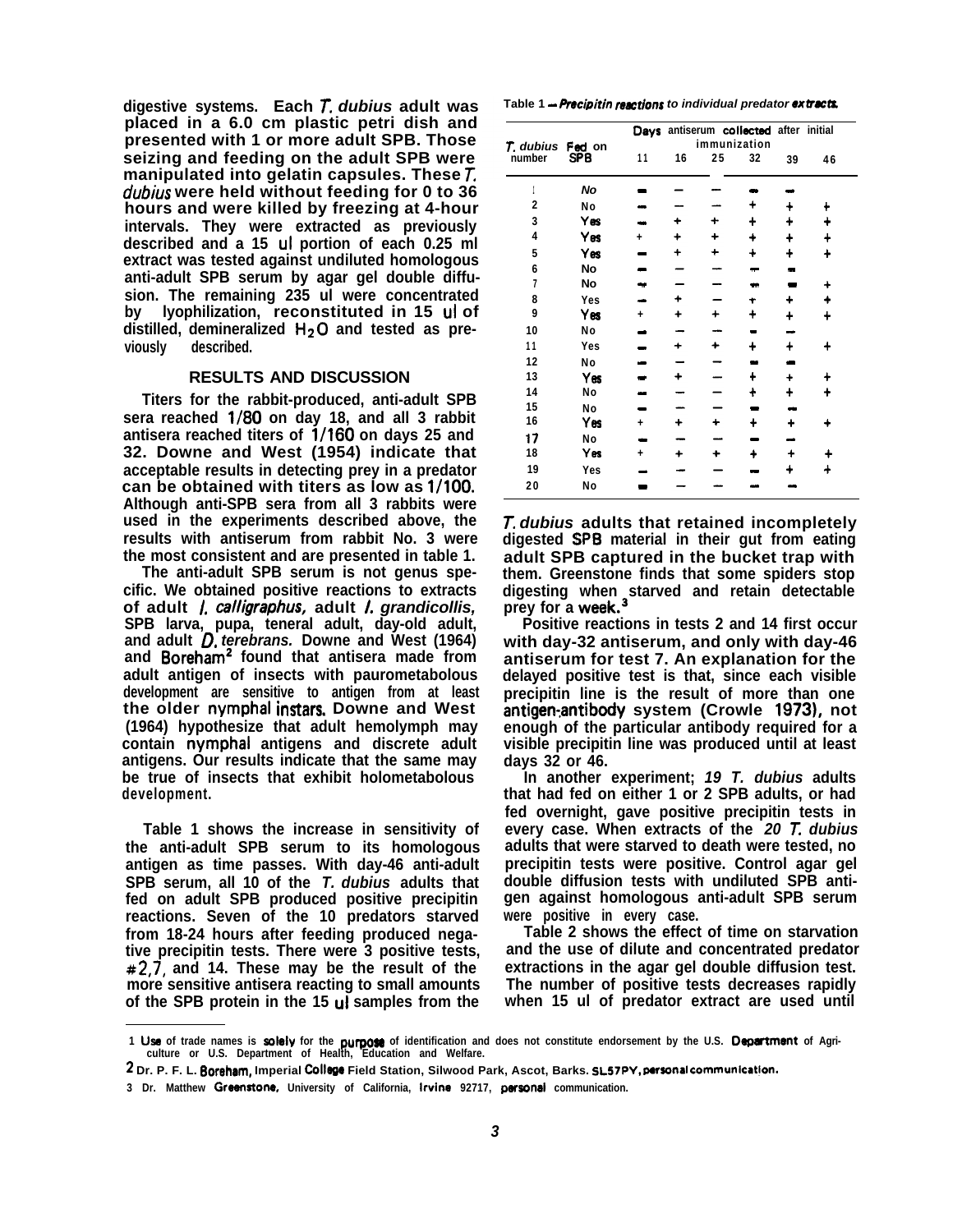digestive systems. Each *T. dubius* adult was placed in a 6.0 cm plastic petri dish and presented with 1 or more adult SPB. Those seizing and feeding on the adult SPB were manipulated into gelatin capsules. These *T. dubius* were held without feeding for 0 to 36 hours and were killed by freezing at 4-hour intervals. They were extracted as previously described and a 15 ul portion of each 0.25 ml extract was tested against undiluted homologous anti-adult SPB serum by agar gel double diffusion. The remaining 235 ul were concentrated by lyophilization, reconstituted in 15 ul of distilled, demineralized $H_2O$ and tested as previously described.

## RESULTS AND DISCUSSION

Titers for the rabbit-produced, anti-adult SPB sera reached 1/80 on day 18, and all 3 rabbit antisera reached titers of 1/160 on days 25 and 32. Downe and West (1954) indicate that acceptable results in detecting prey in a predator can be obtained with titers as low as 1/100. Although anti-SPB sera from all 3 rabbits were used in the experiments described above, the results with antiserum from rabbit No. 3 were the most consistent and are presented in table 1.

The anti-adult SPB serum is not genus specific. We obtained positive reactions to extracts of adult *I. calligraphus,* adult *I. grandicollis,* SPB larva, pupa, teneral adult, day-old adult, and adult *D. terebrans.* Downe and West (1964) and Boreham[2] found that antisera made from adult antigen of insects with paurometabolous development are sensitive to antigen from at least the older nymphal instars. Downe and West (1964) hypothesize that adult hemolymph may contain nymphal antigens and discrete adult antigens. Our results indicate that the same may be true of insects that exhibit holometabolous development.

Table 1 shows the increase in sensitivity of the anti-adult SPB serum to its homologous antigen as time passes. With day-46 anti-adult SPB serum, all 10 of the *T. dubius* adults that fed on adult SPB produced positive precipitin reactions. Seven of the 10 predators starved from 18-24 hours after feeding produced negative precipitin tests. There were 3 positive tests, #2, 7, and 14. These may be the result of the more sensitive antisera reacting to small amounts of the SPB protein in the 15 ul samples from the *T. dubius* adults that retained incompletely digested SPB material in their gut from eating adult SPB captured in the bucket trap with them. Greenstone finds that some spiders stop digesting when starved and retain detectable prey for a week.[3]

Positive reactions in tests 2 and 14 first occur with day-32 antiserum, and only with day-46 antiserum for test 7. An explanation for the delayed positive test is that, since each visible precipitin line is the result of more than one antigen-antibody system (Crowle 1973), not enough of the particular antibody required for a visible precipitin line was produced until at least days 32 or 46.

In another experiment; *19 T. dubius* adults that had fed on either 1 or 2 SPB adults, or had fed overnight, gave positive precipitin tests in every case. When extracts of the *20 T. dubius* adults that were starved to death were tested, no precipitin tests were positive. Control agar gel double diffusion tests with undiluted SPB antigen against homologous anti-adult SPB serum were positive in every case.

Table 2 shows the effect of time on starvation and the use of dilute and concentrated predator extractions in the agar gel double diffusion test. The number of positive tests decreases rapidly when 15 ul of predator extract are used until

Table 1 — *Precipitin reactions to individual predator extracts.*

| *T. dubius* number | Fed on SPB | Days antiserum collected after initial immunization | | | | | |
|---|---|---|---|---|---|---|---|
| | | 11 | 16 | 25 | 32 | 39 | 46 |
| 1 | No | – | – | – | – | – | |
| 2 | No | – | – | – | + | + | + |
| 3 | Yes | – | + | + | + | + | + |
| 4 | Yes | + | + | + | + | + | + |
| 5 | Yes | – | + | + | + | + | + |
| 6 | No | – | – | – | – | – | |
| 7 | No | – | – | – | – | – | + |
| 8 | Yes | – | + | – | + | + | + |
| 9 | Yes | + | + | + | + | + | + |
| 10 | No | – | – | – | – | – | |
| 11 | Yes | – | + | + | + | + | + |
| 12 | No | – | – | – | – | – | |
| 13 | Yes | – | + | – | + | + | + |
| 14 | No | – | – | – | + | + | + |
| 15 | No | – | – | – | – | – | |
| 16 | Yes | + | + | + | + | + | + |
| 17 | No | – | – | – | – | – | |
| 18 | Yes | + | + | + | + | + | + |
| 19 | Yes | – | – | – | – | + | + |
| 20 | No | – | – | – | – | – | |

---

1 Use of trade names is solely for the purpose of identification and does not constitute endorsement by the U.S. Department of Agriculture or U.S. Department of Health, Education and Welfare.

2 Dr. P. F. L. Boreham, Imperial College Field Station, Silwood Park, Ascot, Barks. SL57PY, personal communication.

3 Dr. Matthew Greenstone, University of California, Irvine 92717, personal communication.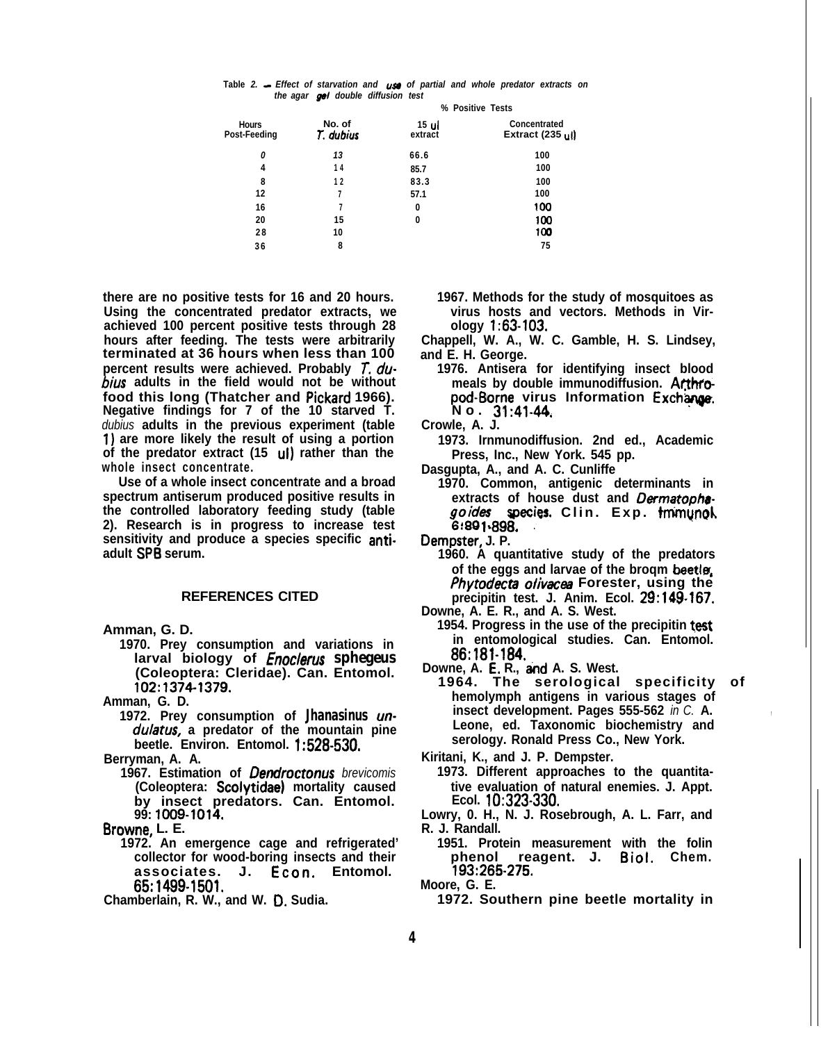Table 2. – Effect of starvation and use of partial and whole predator extracts on the agar gel double diffusion test

| Hours Post-Feeding | No. of *T. dubius* | % Positive Tests 15 µl extract | Concentrated Extract (235 µl) |
|---|---|---|---|
| 0 | 13 | 66.6 | 100 |
| 4 | 14 | 85.7 | 100 |
| 8 | 12 | 83.3 | 100 |
| 12 | 7 | 57.1 | 100 |
| 16 | 7 | 0 | 100 |
| 20 | 15 | 0 | 100 |
| 28 | 10 | | 100 |
| 36 | 8 | | 75 |

there are no positive tests for 16 and 20 hours. Using the concentrated predator extracts, we achieved 100 percent positive tests through 28 hours after feeding. The tests were arbitrarily terminated at 36 hours when less than 100 percent results were achieved. Probably *T. dubius* adults in the field would not be without food this long (Thatcher and Pickard 1966). Negative findings for 7 of the 10 starved *T. dubius* adults in the previous experiment (table 1) are more likely the result of using a portion of the predator extract (15 µl) rather than the whole insect concentrate.

Use of a whole insect concentrate and a broad spectrum antiserum produced positive results in the controlled laboratory feeding study (table 2). Research is in progress to increase test sensitivity and produce a species specific anti-adult SPB serum.

## REFERENCES CITED

Amman, G. D.
1970. Prey consumption and variations in larval biology of *Enoclerus sphegeus* (Coleoptera: Cleridae). Can. Entomol. 102:1374-1379.

Amman, G. D.
1972. Prey consumption of *Thanasimus undulatus*, a predator of the mountain pine beetle. Environ. Entomol. 1:528-530.

Berryman, A. A.
1967. Estimation of *Dendroctonus brevicomis* (Coleoptera: Scolytidae) mortality caused by insect predators. Can. Entomol. 99: 1009-1014.

Browne, L. E.
1972. An emergence cage and refrigerated collector for wood-boring insects and their associates. J. Econ. Entomol. 65:1499-1501.

Chamberlain, R. W., and W. D. Sudia.
1967. Methods for the study of mosquitoes as virus hosts and vectors. Methods in Virology 1:63-103.

Chappell, W. A., W. C. Gamble, H. S. Lindsey, and E. H. George.
1976. Antisera for identifying insect blood meals by double immunodiffusion. Arthropod-Borne virus Information Exchange. No. 31:41-44.

Crowle, A. J.
1973. Immunodiffusion. 2nd ed., Academic Press, Inc., New York. 545 pp.

Dasgupta, A., and A. C. Cunliffe
1970. Common, antigenic determinants in extracts of house dust and *Dermatophagoides* species. Clin. Exp. Immunol. 6:891-898.

Dempster, J. P.
1960. A quantitative study of the predators of the eggs and larvae of the broom beetle, *Phytodecta olivacea* Forester, using the precipitin test. J. Anim. Ecol. 29:149-167.

Downe, A. E. R., and A. S. West.
1954. Progress in the use of the precipitin test in entomological studies. Can. Entomol. 86:181-184.

Downe, A. E. R., and A. S. West.
1964. The serological specificity of hemolymph antigens in various stages of insect development. Pages 555-562 *in* C. A. Leone, ed. Taxonomic biochemistry and serology. Ronald Press Co., New York.

Kiritani, K., and J. P. Dempster.
1973. Different approaches to the quantitative evaluation of natural enemies. J. Appl. Ecol. 10:323-330.

Lowry, O. H., N. J. Rosebrough, A. L. Farr, and R. J. Randall.
1951. Protein measurement with the folin phenol reagent. J. Biol. Chem. 193:265-275.

Moore, G. E.
1972. Southern pine beetle mortality in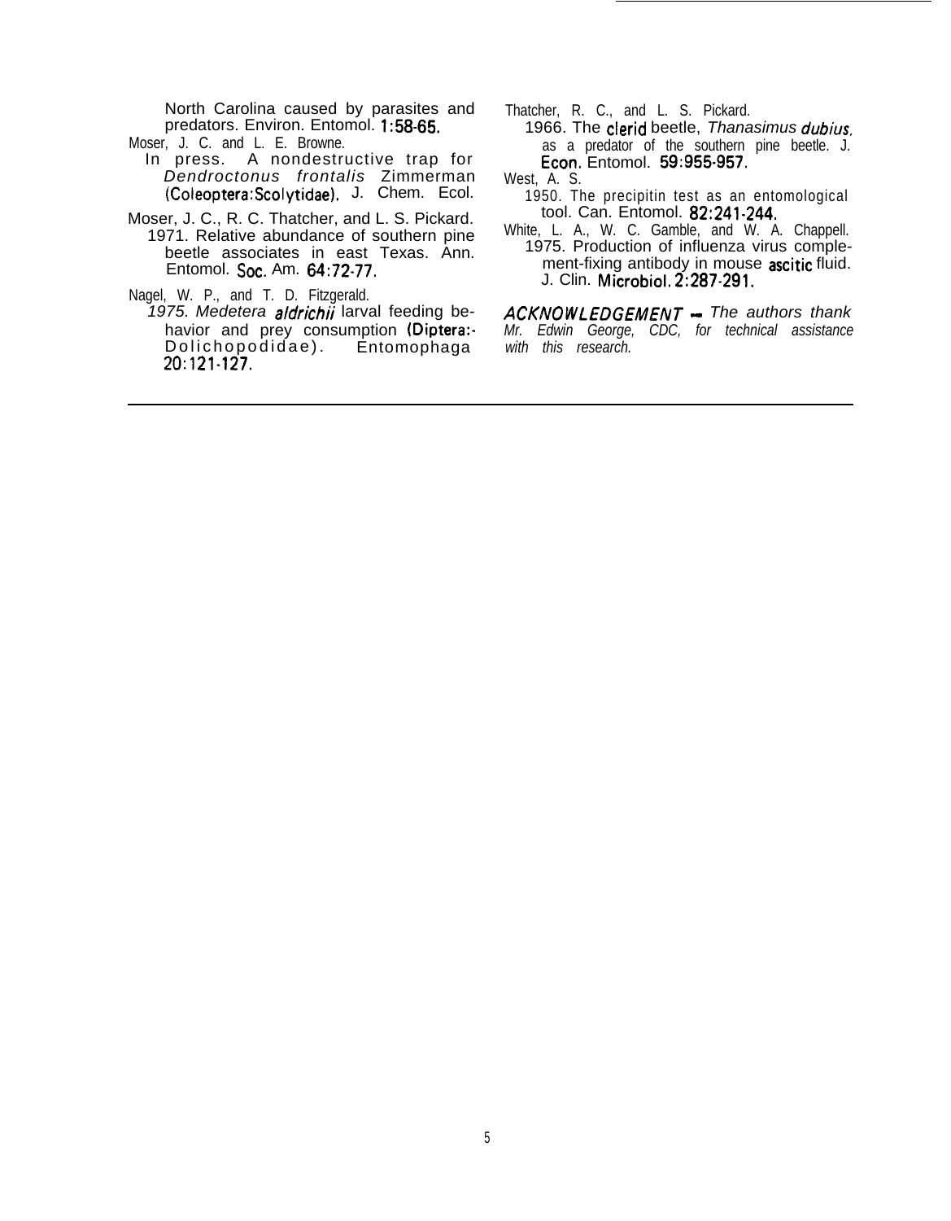North Carolina caused by parasites and predators. Environ. Entomol. 1:58-65.

Moser, J. C. and L. E. Browne. In press. A nondestructive trap for *Dendroctonus frontalis* Zimmerman (Coleoptera:Scolytidae). J. Chem. Ecol.

Moser, J. C., R. C. Thatcher, and L. S. Pickard. 1971. Relative abundance of southern pine beetle associates in east Texas. Ann. Entomol. Soc. Am. 64:72-77.

Nagel, W. P., and T. D. Fitzgerald. 1975. *Medetera aldrichii* larval feeding behavior and prey consumption (Diptera:-Dolichopodidae). Entomophaga 20:121-127.

Thatcher, R. C., and L. S. Pickard. 1966. The clerid beetle, *Thanasimus dubius,* as a predator of the southern pine beetle. J. Econ. Entomol. 59:955-957.

West, A. S. 1950. The precipitin test as an entomological tool. Can. Entomol. 82:241-244.

White, L. A., W. C. Gamble, and W. A. Chappell. 1975. Production of influenza virus complement-fixing antibody in mouse ascitic fluid. J. Clin. Microbiol. 2:287-291.

*ACKNOWLEDGEMENT – The authors thank Mr. Edwin George, CDC, for technical assistance with this research.*